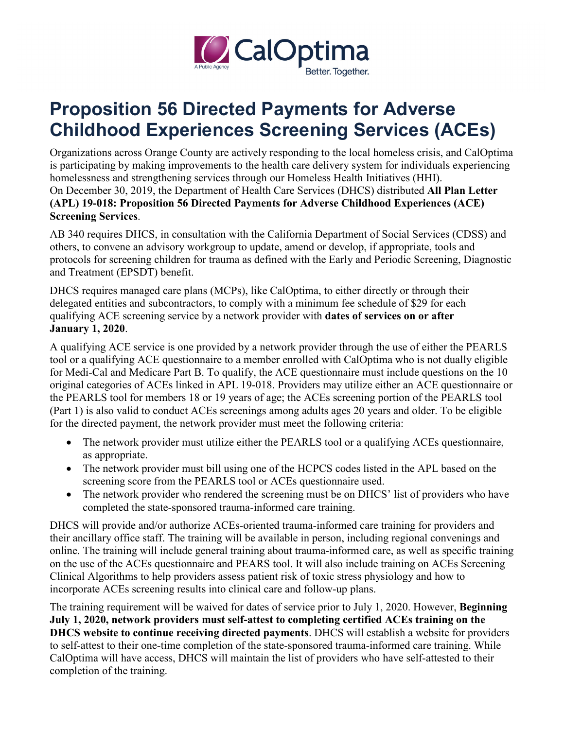# Proposition 56 Directed Payments for Adverse Childhood Experiences Screening Services (ACEs)

Organizations across Orange County are actively responding to the local homeless crisis, and CalOptima is participating by making improvements to the health care delivery system for individuals experiencing homelessness and strengthening services through our Homeless Health Initiatives (HHI). On December 30, 2019, the Department of Health Care Services (DHCS) distributed **All Plan Letter (APL) 19-018: Proposition 56 Directed Payments for Adverse Childhood Experiences (ACE) Screening Services**.

AB 340 requires DHCS, in consultation with the California Department of Social Services (CDSS) and others, to convene an advisory workgroup to update, amend or develop, if appropriate, tools and protocols for screening children for trauma as defined with the Early and Periodic Screening, Diagnostic and Treatment (EPSDT) benefit.

DHCS requires managed care plans (MCPs), like CalOptima, to either directly or through their delegated entities and subcontractors, to comply with a minimum fee schedule of $29 for each qualifying ACE screening service by a network provider with **dates of services on or after January 1, 2020**.

A qualifying ACE service is one provided by a network provider through the use of either the PEARLS tool or a qualifying ACE questionnaire to a member enrolled with CalOptima who is not dually eligible for Medi-Cal and Medicare Part B. To qualify, the ACE questionnaire must include questions on the 10 original categories of ACEs linked in APL 19-018. Providers may utilize either an ACE questionnaire or the PEARLS tool for members 18 or 19 years of age; the ACEs screening portion of the PEARLS tool (Part 1) is also valid to conduct ACEs screenings among adults ages 20 years and older. To be eligible for the directed payment, the network provider must meet the following criteria:

- The network provider must utilize either the PEARLS tool or a qualifying ACEs questionnaire, as appropriate.
- The network provider must bill using one of the HCPCS codes listed in the APL based on the screening score from the PEARLS tool or ACEs questionnaire used.
- The network provider who rendered the screening must be on DHCS' list of providers who have completed the state-sponsored trauma-informed care training.

DHCS will provide and/or authorize ACEs-oriented trauma-informed care training for providers and their ancillary office staff. The training will be available in person, including regional convenings and online. The training will include general training about trauma-informed care, as well as specific training on the use of the ACEs questionnaire and PEARS tool. It will also include training on ACEs Screening Clinical Algorithms to help providers assess patient risk of toxic stress physiology and how to incorporate ACEs screening results into clinical care and follow-up plans.

The training requirement will be waived for dates of service prior to July 1, 2020. However, **Beginning July 1, 2020, network providers must self-attest to completing certified ACEs training on the DHCS website to continue receiving directed payments**. DHCS will establish a website for providers to self-attest to their one-time completion of the state-sponsored trauma-informed care training. While CalOptima will have access, DHCS will maintain the list of providers who have self-attested to their completion of the training.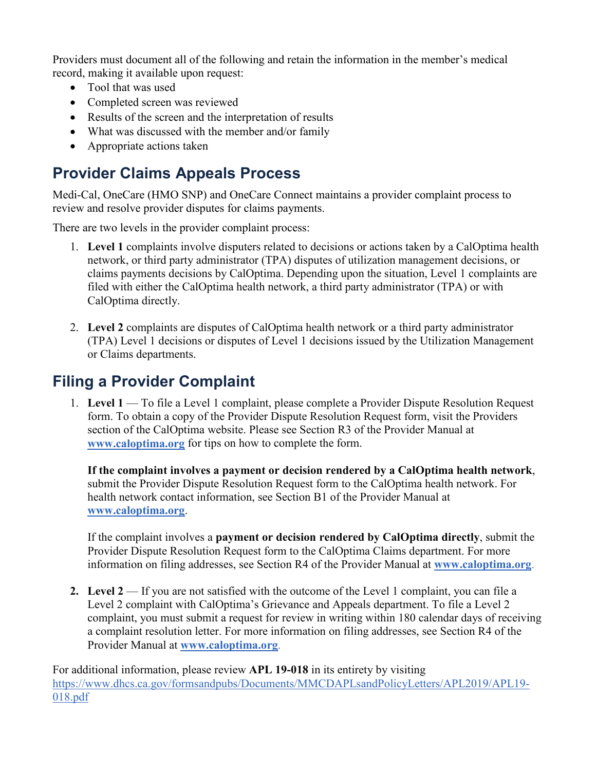Providers must document all of the following and retain the information in the member's medical record, making it available upon request:

- Tool that was used
- Completed screen was reviewed
- Results of the screen and the interpretation of results
- What was discussed with the member and/or family
- Appropriate actions taken

## Provider Claims Appeals Process

Medi-Cal, OneCare (HMO SNP) and OneCare Connect maintains a provider complaint process to review and resolve provider disputes for claims payments.

There are two levels in the provider complaint process:

1. **Level 1** complaints involve disputers related to decisions or actions taken by a CalOptima health network, or third party administrator (TPA) disputes of utilization management decisions, or claims payments decisions by CalOptima. Depending upon the situation, Level 1 complaints are filed with either the CalOptima health network, a third party administrator (TPA) or with CalOptima directly.

2. **Level 2** complaints are disputes of CalOptima health network or a third party administrator (TPA) Level 1 decisions or disputes of Level 1 decisions issued by the Utilization Management or Claims departments.

## Filing a Provider Complaint

1. **Level 1** — To file a Level 1 complaint, please complete a Provider Dispute Resolution Request form. To obtain a copy of the Provider Dispute Resolution Request form, visit the Providers section of the CalOptima website. Please see Section R3 of the Provider Manual at **www.caloptima.org** for tips on how to complete the form.

   **If the complaint involves a payment or decision rendered by a CalOptima health network**, submit the Provider Dispute Resolution Request form to the CalOptima health network. For health network contact information, see Section B1 of the Provider Manual at **www.caloptima.org**.

   If the complaint involves a **payment or decision rendered by CalOptima directly**, submit the Provider Dispute Resolution Request form to the CalOptima Claims department. For more information on filing addresses, see Section R4 of the Provider Manual at **www.caloptima.org**.

2. **Level 2** — If you are not satisfied with the outcome of the Level 1 complaint, you can file a Level 2 complaint with CalOptima's Grievance and Appeals department. To file a Level 2 complaint, you must submit a request for review in writing within 180 calendar days of receiving a complaint resolution letter. For more information on filing addresses, see Section R4 of the Provider Manual at **www.caloptima.org**.

For additional information, please review **APL 19-018** in its entirety by visiting https://www.dhcs.ca.gov/formsandpubs/Documents/MMCDAPLsandPolicyLetters/APL2019/APL19-018.pdf